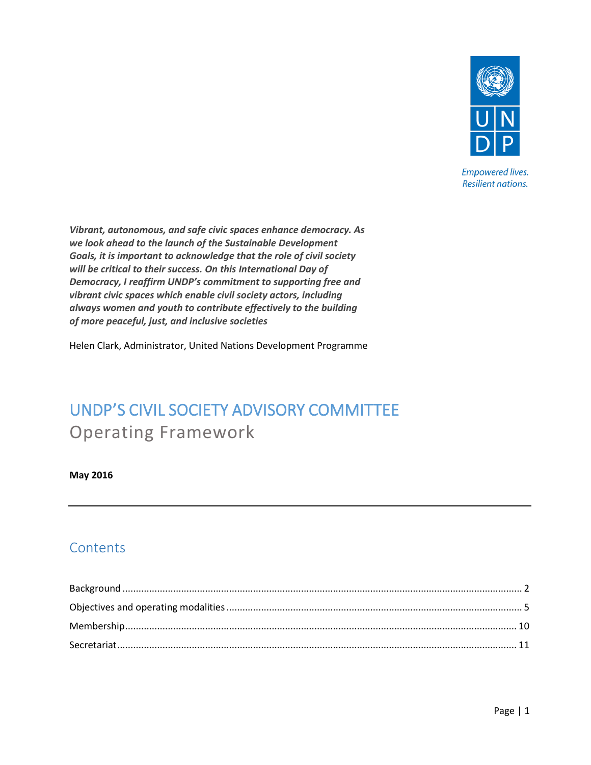Empowered lives.
Resilient nations.

***Vibrant, autonomous, and safe civic spaces enhance democracy. As we look ahead to the launch of the Sustainable Development Goals, it is important to acknowledge that the role of civil society will be critical to their success. On this International Day of Democracy, I reaffirm UNDP's commitment to supporting free and vibrant civic spaces which enable civil society actors, including always women and youth to contribute effectively to the building of more peaceful, just, and inclusive societies***

Helen Clark, Administrator, United Nations Development Programme

# UNDP'S CIVIL SOCIETY ADVISORY COMMITTEE

## Operating Framework

**May 2016**

---

## Contents

Background ..... 2
Objectives and operating modalities ..... 5
Membership ..... 10
Secretariat ..... 11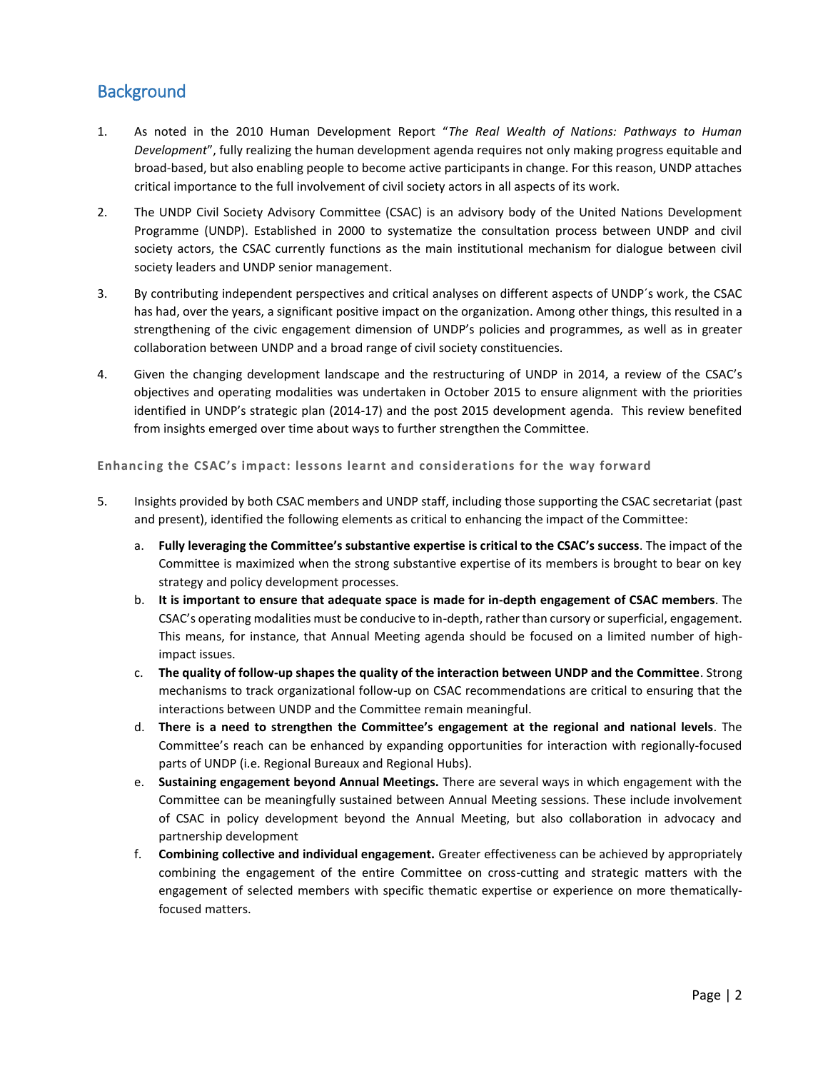## Background

1. As noted in the 2010 Human Development Report "*The Real Wealth of Nations: Pathways to Human Development*", fully realizing the human development agenda requires not only making progress equitable and broad-based, but also enabling people to become active participants in change. For this reason, UNDP attaches critical importance to the full involvement of civil society actors in all aspects of its work.

2. The UNDP Civil Society Advisory Committee (CSAC) is an advisory body of the United Nations Development Programme (UNDP). Established in 2000 to systematize the consultation process between UNDP and civil society actors, the CSAC currently functions as the main institutional mechanism for dialogue between civil society leaders and UNDP senior management.

3. By contributing independent perspectives and critical analyses on different aspects of UNDP´s work, the CSAC has had, over the years, a significant positive impact on the organization. Among other things, this resulted in a strengthening of the civic engagement dimension of UNDP's policies and programmes, as well as in greater collaboration between UNDP and a broad range of civil society constituencies.

4. Given the changing development landscape and the restructuring of UNDP in 2014, a review of the CSAC's objectives and operating modalities was undertaken in October 2015 to ensure alignment with the priorities identified in UNDP's strategic plan (2014-17) and the post 2015 development agenda. This review benefited from insights emerged over time about ways to further strengthen the Committee.

#### Enhancing the CSAC's impact: lessons learnt and considerations for the way forward

5. Insights provided by both CSAC members and UNDP staff, including those supporting the CSAC secretariat (past and present), identified the following elements as critical to enhancing the impact of the Committee:

   a. **Fully leveraging the Committee's substantive expertise is critical to the CSAC's success**. The impact of the Committee is maximized when the strong substantive expertise of its members is brought to bear on key strategy and policy development processes.

   b. **It is important to ensure that adequate space is made for in-depth engagement of CSAC members**. The CSAC's operating modalities must be conducive to in-depth, rather than cursory or superficial, engagement. This means, for instance, that Annual Meeting agenda should be focused on a limited number of high-impact issues.

   c. **The quality of follow-up shapes the quality of the interaction between UNDP and the Committee**. Strong mechanisms to track organizational follow-up on CSAC recommendations are critical to ensuring that the interactions between UNDP and the Committee remain meaningful.

   d. **There is a need to strengthen the Committee's engagement at the regional and national levels**. The Committee's reach can be enhanced by expanding opportunities for interaction with regionally-focused parts of UNDP (i.e. Regional Bureaux and Regional Hubs).

   e. **Sustaining engagement beyond Annual Meetings.** There are several ways in which engagement with the Committee can be meaningfully sustained between Annual Meeting sessions. These include involvement of CSAC in policy development beyond the Annual Meeting, but also collaboration in advocacy and partnership development

   f. **Combining collective and individual engagement.** Greater effectiveness can be achieved by appropriately combining the engagement of the entire Committee on cross-cutting and strategic matters with the engagement of selected members with specific thematic expertise or experience on more thematically-focused matters.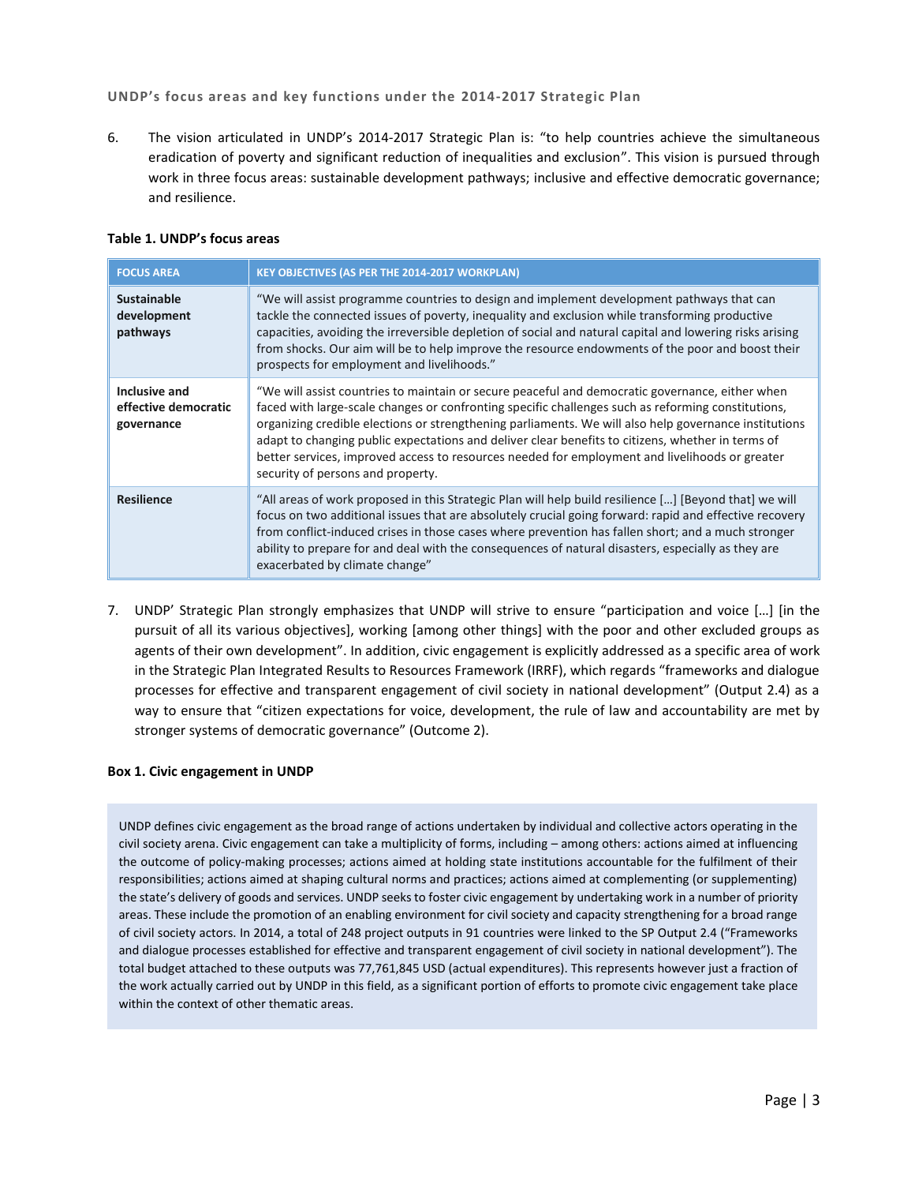### UNDP's focus areas and key functions under the 2014-2017 Strategic Plan

6. The vision articulated in UNDP's 2014-2017 Strategic Plan is: "to help countries achieve the simultaneous eradication of poverty and significant reduction of inequalities and exclusion". This vision is pursued through work in three focus areas: sustainable development pathways; inclusive and effective democratic governance; and resilience.

**Table 1. UNDP's focus areas**

| FOCUS AREA | KEY OBJECTIVES (AS PER THE 2014-2017 WORKPLAN) |
|---|---|
| **Sustainable development pathways** | "We will assist programme countries to design and implement development pathways that can tackle the connected issues of poverty, inequality and exclusion while transforming productive capacities, avoiding the irreversible depletion of social and natural capital and lowering risks arising from shocks. Our aim will be to help improve the resource endowments of the poor and boost their prospects for employment and livelihoods." |
| **Inclusive and effective democratic governance** | "We will assist countries to maintain or secure peaceful and democratic governance, either when faced with large-scale changes or confronting specific challenges such as reforming constitutions, organizing credible elections or strengthening parliaments. We will also help governance institutions adapt to changing public expectations and deliver clear benefits to citizens, whether in terms of better services, improved access to resources needed for employment and livelihoods or greater security of persons and property. |
| **Resilience** | "All areas of work proposed in this Strategic Plan will help build resilience […] [Beyond that] we will focus on two additional issues that are absolutely crucial going forward: rapid and effective recovery from conflict-induced crises in those cases where prevention has fallen short; and a much stronger ability to prepare for and deal with the consequences of natural disasters, especially as they are exacerbated by climate change" |

7. UNDP' Strategic Plan strongly emphasizes that UNDP will strive to ensure "participation and voice […] [in the pursuit of all its various objectives], working [among other things] with the poor and other excluded groups as agents of their own development". In addition, civic engagement is explicitly addressed as a specific area of work in the Strategic Plan Integrated Results to Resources Framework (IRRF), which regards "frameworks and dialogue processes for effective and transparent engagement of civil society in national development" (Output 2.4) as a way to ensure that "citizen expectations for voice, development, the rule of law and accountability are met by stronger systems of democratic governance" (Outcome 2).

**Box 1. Civic engagement in UNDP**

UNDP defines civic engagement as the broad range of actions undertaken by individual and collective actors operating in the civil society arena. Civic engagement can take a multiplicity of forms, including – among others: actions aimed at influencing the outcome of policy-making processes; actions aimed at holding state institutions accountable for the fulfilment of their responsibilities; actions aimed at shaping cultural norms and practices; actions aimed at complementing (or supplementing) the state's delivery of goods and services. UNDP seeks to foster civic engagement by undertaking work in a number of priority areas. These include the promotion of an enabling environment for civil society and capacity strengthening for a broad range of civil society actors. In 2014, a total of 248 project outputs in 91 countries were linked to the SP Output 2.4 ("Frameworks and dialogue processes established for effective and transparent engagement of civil society in national development"). The total budget attached to these outputs was 77,761,845 USD (actual expenditures). This represents however just a fraction of the work actually carried out by UNDP in this field, as a significant portion of efforts to promote civic engagement take place within the context of other thematic areas.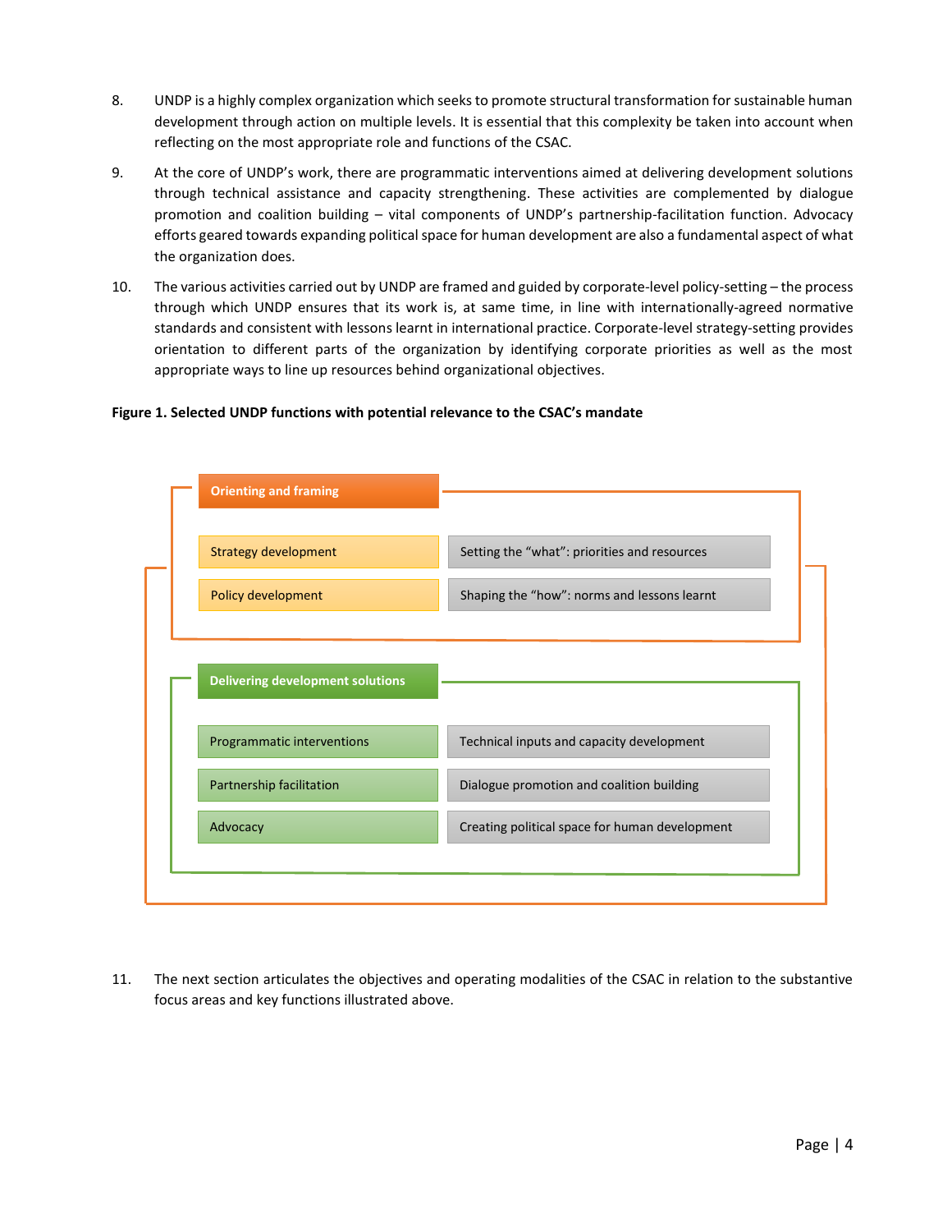8. UNDP is a highly complex organization which seeks to promote structural transformation for sustainable human development through action on multiple levels. It is essential that this complexity be taken into account when reflecting on the most appropriate role and functions of the CSAC.

9. At the core of UNDP's work, there are programmatic interventions aimed at delivering development solutions through technical assistance and capacity strengthening. These activities are complemented by dialogue promotion and coalition building – vital components of UNDP's partnership-facilitation function. Advocacy efforts geared towards expanding political space for human development are also a fundamental aspect of what the organization does.

10. The various activities carried out by UNDP are framed and guided by corporate-level policy-setting – the process through which UNDP ensures that its work is, at same time, in line with internationally-agreed normative standards and consistent with lessons learnt in international practice. Corporate-level strategy-setting provides orientation to different parts of the organization by identifying corporate priorities as well as the most appropriate ways to line up resources behind organizational objectives.

**Figure 1. Selected UNDP functions with potential relevance to the CSAC's mandate**

| Orienting and framing | |
|---|---|
| Strategy development | Setting the "what": priorities and resources |
| Policy development | Shaping the "how": norms and lessons learnt |

| Delivering development solutions | |
|---|---|
| Programmatic interventions | Technical inputs and capacity development |
| Partnership facilitation | Dialogue promotion and coalition building |
| Advocacy | Creating political space for human development |

11. The next section articulates the objectives and operating modalities of the CSAC in relation to the substantive focus areas and key functions illustrated above.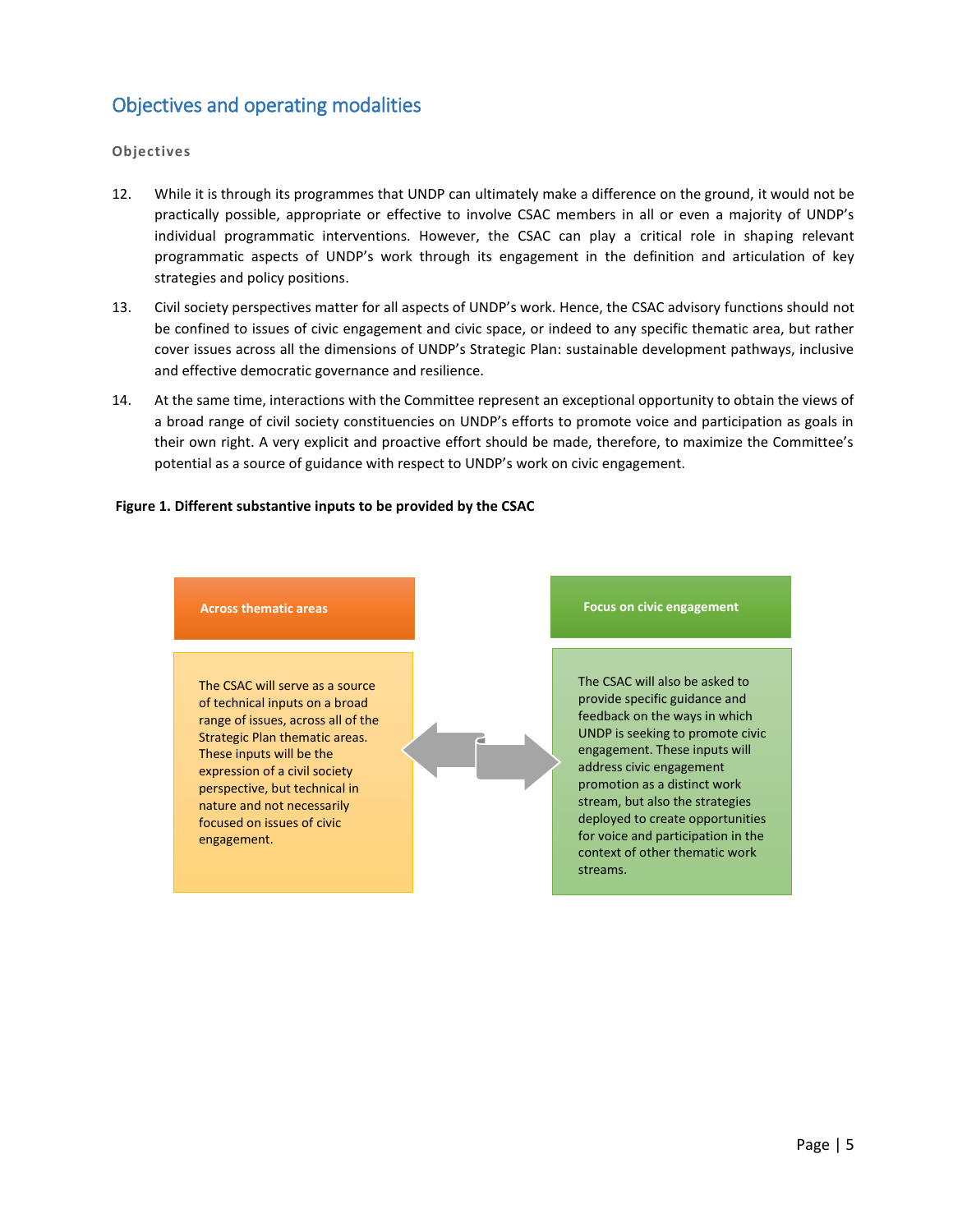## Objectives and operating modalities

### Objectives

12. While it is through its programmes that UNDP can ultimately make a difference on the ground, it would not be practically possible, appropriate or effective to involve CSAC members in all or even a majority of UNDP's individual programmatic interventions. However, the CSAC can play a critical role in shaping relevant programmatic aspects of UNDP's work through its engagement in the definition and articulation of key strategies and policy positions.

13. Civil society perspectives matter for all aspects of UNDP's work. Hence, the CSAC advisory functions should not be confined to issues of civic engagement and civic space, or indeed to any specific thematic area, but rather cover issues across all the dimensions of UNDP's Strategic Plan: sustainable development pathways, inclusive and effective democratic governance and resilience.

14. At the same time, interactions with the Committee represent an exceptional opportunity to obtain the views of a broad range of civil society constituencies on UNDP's efforts to promote voice and participation as goals in their own right. A very explicit and proactive effort should be made, therefore, to maximize the Committee's potential as a source of guidance with respect to UNDP's work on civic engagement.

**Figure 1. Different substantive inputs to be provided by the CSAC**

| Across thematic areas | Focus on civic engagement |
| --- | --- |
| The CSAC will serve as a source of technical inputs on a broad range of issues, across all of the Strategic Plan thematic areas. These inputs will be the expression of a civil society perspective, but technical in nature and not necessarily focused on issues of civic engagement. | The CSAC will also be asked to provide specific guidance and feedback on the ways in which UNDP is seeking to promote civic engagement. These inputs will address civic engagement promotion as a distinct work stream, but also the strategies deployed to create opportunities for voice and participation in the context of other thematic work streams. |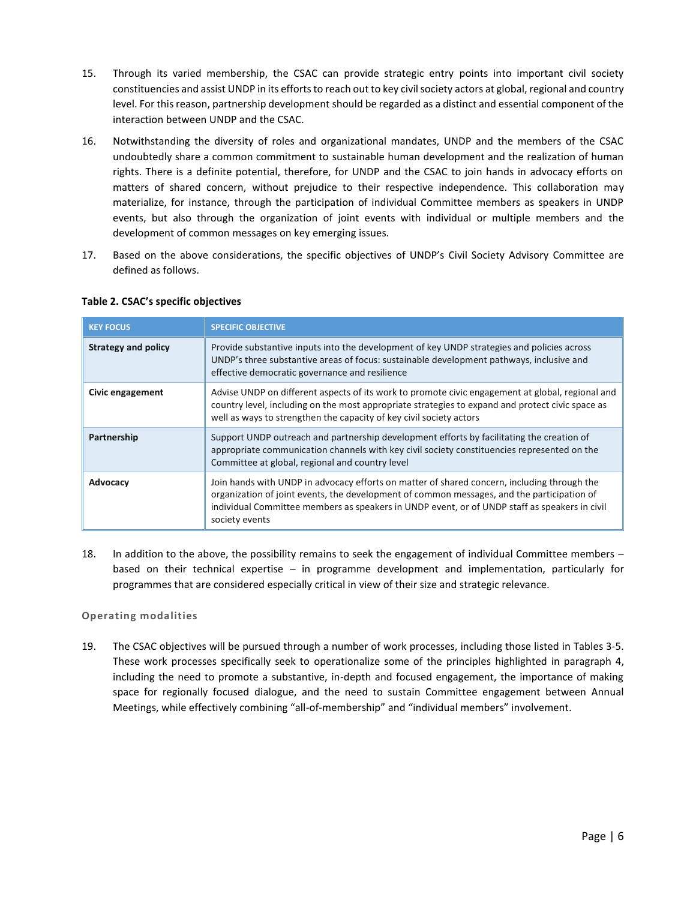15. Through its varied membership, the CSAC can provide strategic entry points into important civil society constituencies and assist UNDP in its efforts to reach out to key civil society actors at global, regional and country level. For this reason, partnership development should be regarded as a distinct and essential component of the interaction between UNDP and the CSAC.

16. Notwithstanding the diversity of roles and organizational mandates, UNDP and the members of the CSAC undoubtedly share a common commitment to sustainable human development and the realization of human rights. There is a definite potential, therefore, for UNDP and the CSAC to join hands in advocacy efforts on matters of shared concern, without prejudice to their respective independence. This collaboration may materialize, for instance, through the participation of individual Committee members as speakers in UNDP events, but also through the organization of joint events with individual or multiple members and the development of common messages on key emerging issues.

17. Based on the above considerations, the specific objectives of UNDP's Civil Society Advisory Committee are defined as follows.

**Table 2. CSAC's specific objectives**

| KEY FOCUS | SPECIFIC OBJECTIVE |
|---|---|
| **Strategy and policy** | Provide substantive inputs into the development of key UNDP strategies and policies across UNDP's three substantive areas of focus: sustainable development pathways, inclusive and effective democratic governance and resilience |
| **Civic engagement** | Advise UNDP on different aspects of its work to promote civic engagement at global, regional and country level, including on the most appropriate strategies to expand and protect civic space as well as ways to strengthen the capacity of key civil society actors |
| **Partnership** | Support UNDP outreach and partnership development efforts by facilitating the creation of appropriate communication channels with key civil society constituencies represented on the Committee at global, regional and country level |
| **Advocacy** | Join hands with UNDP in advocacy efforts on matter of shared concern, including through the organization of joint events, the development of common messages, and the participation of individual Committee members as speakers in UNDP event, or of UNDP staff as speakers in civil society events |

18. In addition to the above, the possibility remains to seek the engagement of individual Committee members – based on their technical expertise – in programme development and implementation, particularly for programmes that are considered especially critical in view of their size and strategic relevance.

### Operating modalities

19. The CSAC objectives will be pursued through a number of work processes, including those listed in Tables 3-5. These work processes specifically seek to operationalize some of the principles highlighted in paragraph 4, including the need to promote a substantive, in-depth and focused engagement, the importance of making space for regionally focused dialogue, and the need to sustain Committee engagement between Annual Meetings, while effectively combining "all-of-membership" and "individual members" involvement.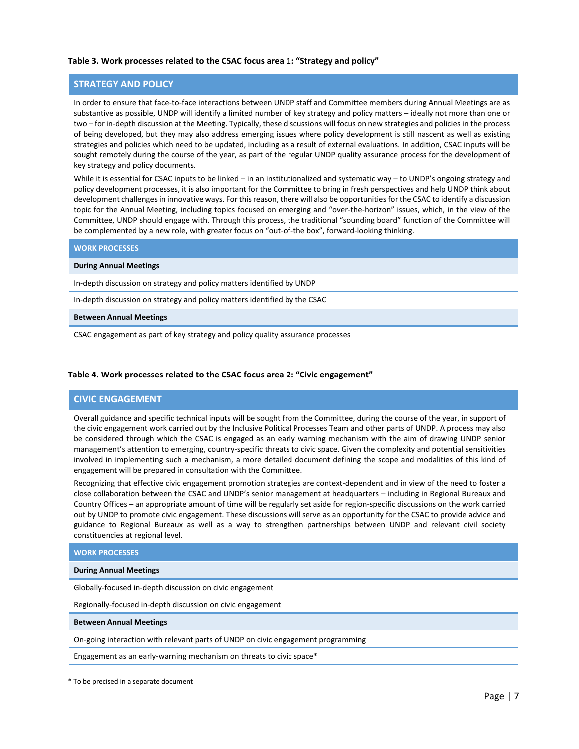**Table 3. Work processes related to the CSAC focus area 1: "Strategy and policy"**

| STRATEGY AND POLICY |
|---|
| In order to ensure that face-to-face interactions between UNDP staff and Committee members during Annual Meetings are as substantive as possible, UNDP will identify a limited number of key strategy and policy matters – ideally not more than one or two – for in-depth discussion at the Meeting. Typically, these discussions will focus on new strategies and policies in the process of being developed, but they may also address emerging issues where policy development is still nascent as well as existing strategies and policies which need to be updated, including as a result of external evaluations. In addition, CSAC inputs will be sought remotely during the course of the year, as part of the regular UNDP quality assurance process for the development of key strategy and policy documents.<br><br>While it is essential for CSAC inputs to be linked – in an institutionalized and systematic way – to UNDP's ongoing strategy and policy development processes, it is also important for the Committee to bring in fresh perspectives and help UNDP think about development challenges in innovative ways. For this reason, there will also be opportunities for the CSAC to identify a discussion topic for the Annual Meeting, including topics focused on emerging and "over-the-horizon" issues, which, in the view of the Committee, UNDP should engage with. Through this process, the traditional "sounding board" function of the Committee will be complemented by a new role, with greater focus on "out-of-the box", forward-looking thinking. |
| **WORK PROCESSES** |
| **During Annual Meetings** |
| In-depth discussion on strategy and policy matters identified by UNDP |
| In-depth discussion on strategy and policy matters identified by the CSAC |
| **Between Annual Meetings** |
| CSAC engagement as part of key strategy and policy quality assurance processes |

**Table 4. Work processes related to the CSAC focus area 2: "Civic engagement"**

| CIVIC ENGAGEMENT |
|---|
| Overall guidance and specific technical inputs will be sought from the Committee, during the course of the year, in support of the civic engagement work carried out by the Inclusive Political Processes Team and other parts of UNDP. A process may also be considered through which the CSAC is engaged as an early warning mechanism with the aim of drawing UNDP senior management's attention to emerging, country-specific threats to civic space. Given the complexity and potential sensitivities involved in implementing such a mechanism, a more detailed document defining the scope and modalities of this kind of engagement will be prepared in consultation with the Committee.<br><br>Recognizing that effective civic engagement promotion strategies are context-dependent and in view of the need to foster a close collaboration between the CSAC and UNDP's senior management at headquarters – including in Regional Bureaux and Country Offices – an appropriate amount of time will be regularly set aside for region-specific discussions on the work carried out by UNDP to promote civic engagement. These discussions will serve as an opportunity for the CSAC to provide advice and guidance to Regional Bureaux as well as a way to strengthen partnerships between UNDP and relevant civil society constituencies at regional level. |
| **WORK PROCESSES** |
| **During Annual Meetings** |
| Globally-focused in-depth discussion on civic engagement |
| Regionally-focused in-depth discussion on civic engagement |
| **Between Annual Meetings** |
| On-going interaction with relevant parts of UNDP on civic engagement programming |
| Engagement as an early-warning mechanism on threats to civic space* |

\* To be precised in a separate document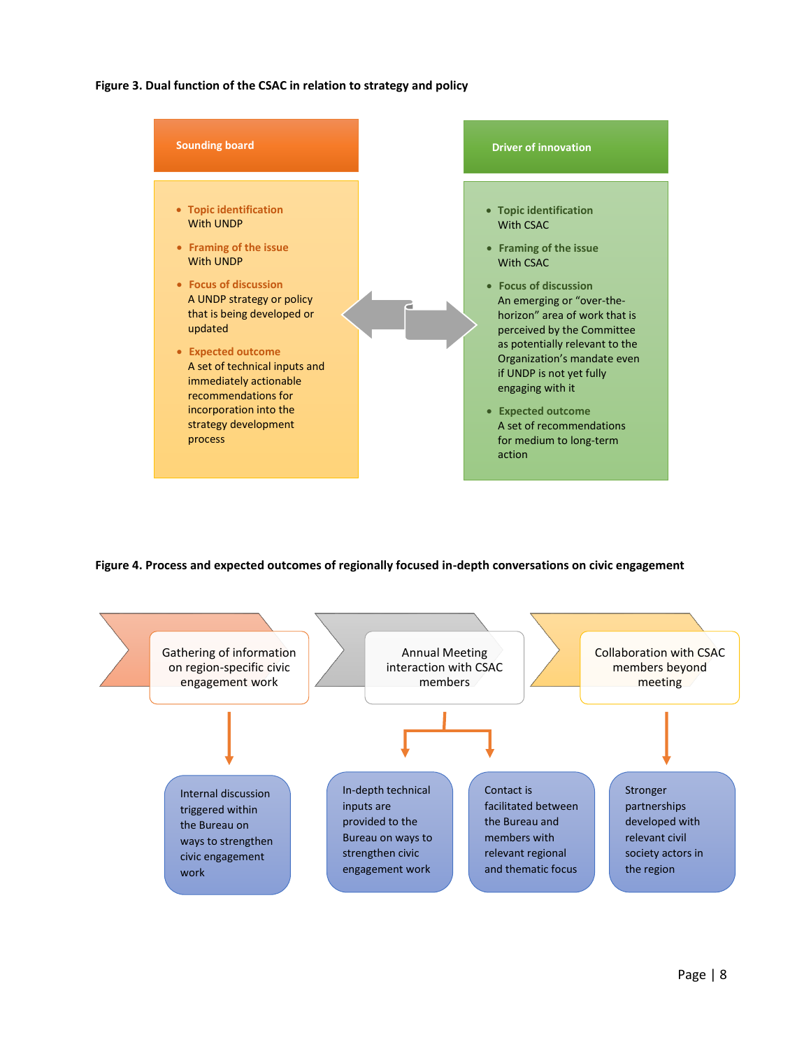**Figure 3. Dual function of the CSAC in relation to strategy and policy**

**Sounding board**

- **Topic identification**
  With UNDP
- **Framing of the issue**
  With UNDP
- **Focus of discussion**
  A UNDP strategy or policy that is being developed or updated
- **Expected outcome**
  A set of technical inputs and immediately actionable recommendations for incorporation into the strategy development process

**Driver of innovation**

- **Topic identification**
  With CSAC
- **Framing of the issue**
  With CSAC
- **Focus of discussion**
  An emerging or "over-the-horizon" area of work that is perceived by the Committee as potentially relevant to the Organization's mandate even if UNDP is not yet fully engaging with it
- **Expected outcome**
  A set of recommendations for medium to long-term action

**Figure 4. Process and expected outcomes of regionally focused in-depth conversations on civic engagement**

1. **Gathering of information on region-specific civic engagement work**
   - Internal discussion triggered within the Bureau on ways to strengthen civic engagement work
2. **Annual Meeting interaction with CSAC members**
   - In-depth technical inputs are provided to the Bureau on ways to strengthen civic engagement work
   - Contact is facilitated between the Bureau and members with relevant regional and thematic focus
3. **Collaboration with CSAC members beyond meeting**
   - Stronger partnerships developed with relevant civil society actors in the region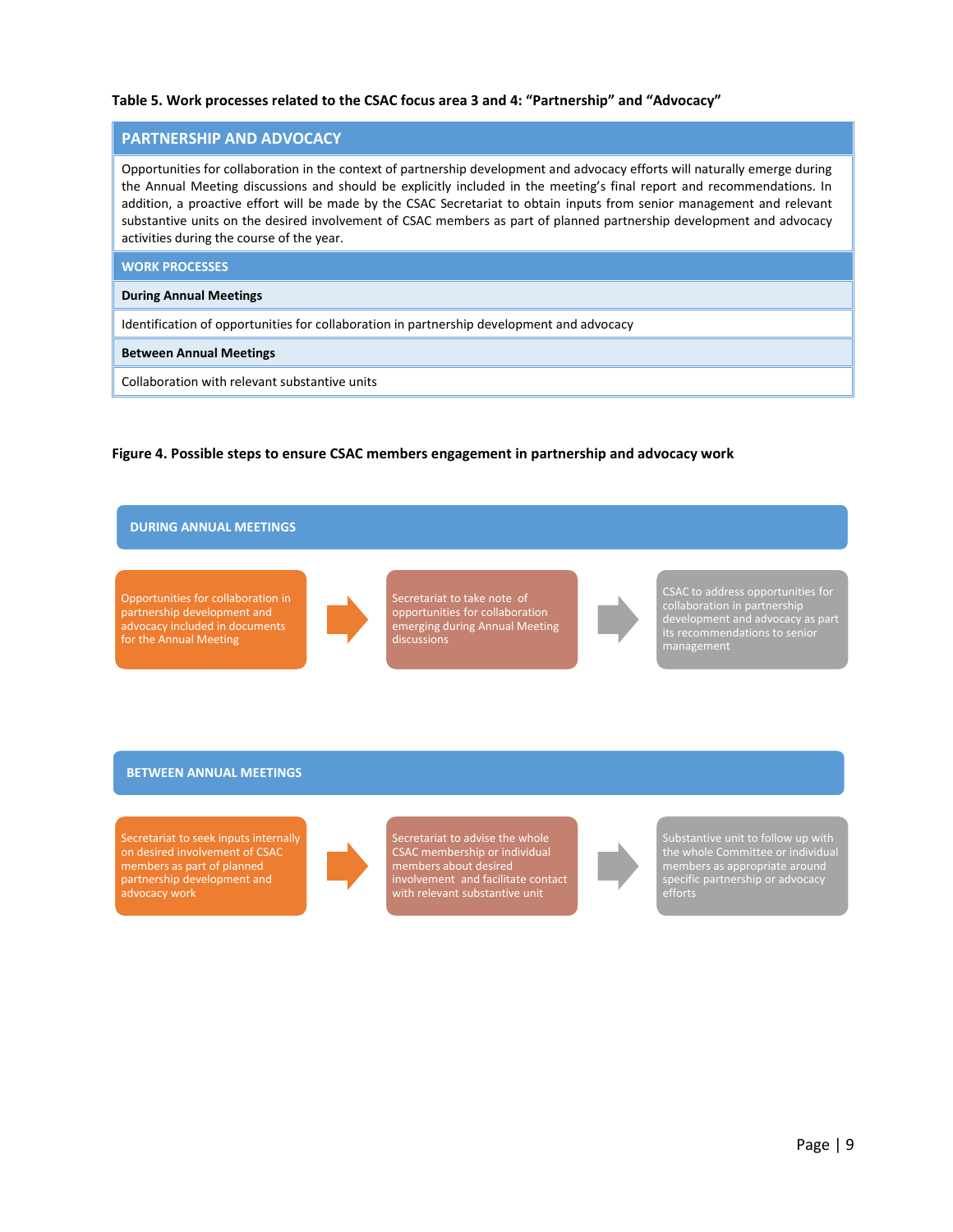**Table 5. Work processes related to the CSAC focus area 3 and 4: "Partnership" and "Advocacy"**

| PARTNERSHIP AND ADVOCACY |
|---|
| Opportunities for collaboration in the context of partnership development and advocacy efforts will naturally emerge during the Annual Meeting discussions and should be explicitly included in the meeting's final report and recommendations. In addition, a proactive effort will be made by the CSAC Secretariat to obtain inputs from senior management and relevant substantive units on the desired involvement of CSAC members as part of planned partnership development and advocacy activities during the course of the year. |
| **WORK PROCESSES** |
| **During Annual Meetings** |
| Identification of opportunities for collaboration in partnership development and advocacy |
| **Between Annual Meetings** |
| Collaboration with relevant substantive units |

**Figure 4. Possible steps to ensure CSAC members engagement in partnership and advocacy work**

**DURING ANNUAL MEETINGS**

1. Opportunities for collaboration in partnership development and advocacy included in documents for the Annual Meeting
2. Secretariat to take note of opportunities for collaboration emerging during Annual Meeting discussions
3. CSAC to address opportunities for collaboration in partnership development and advocacy as part its recommendations to senior management

**BETWEEN ANNUAL MEETINGS**

1. Secretariat to seek inputs internally on desired involvement of CSAC members as part of planned partnership development and advocacy work
2. Secretariat to advise the whole CSAC membership or individual members about desired involvement and facilitate contact with relevant substantive unit
3. Substantive unit to follow up with the whole Committee or individual members as appropriate around specific partnership or advocacy efforts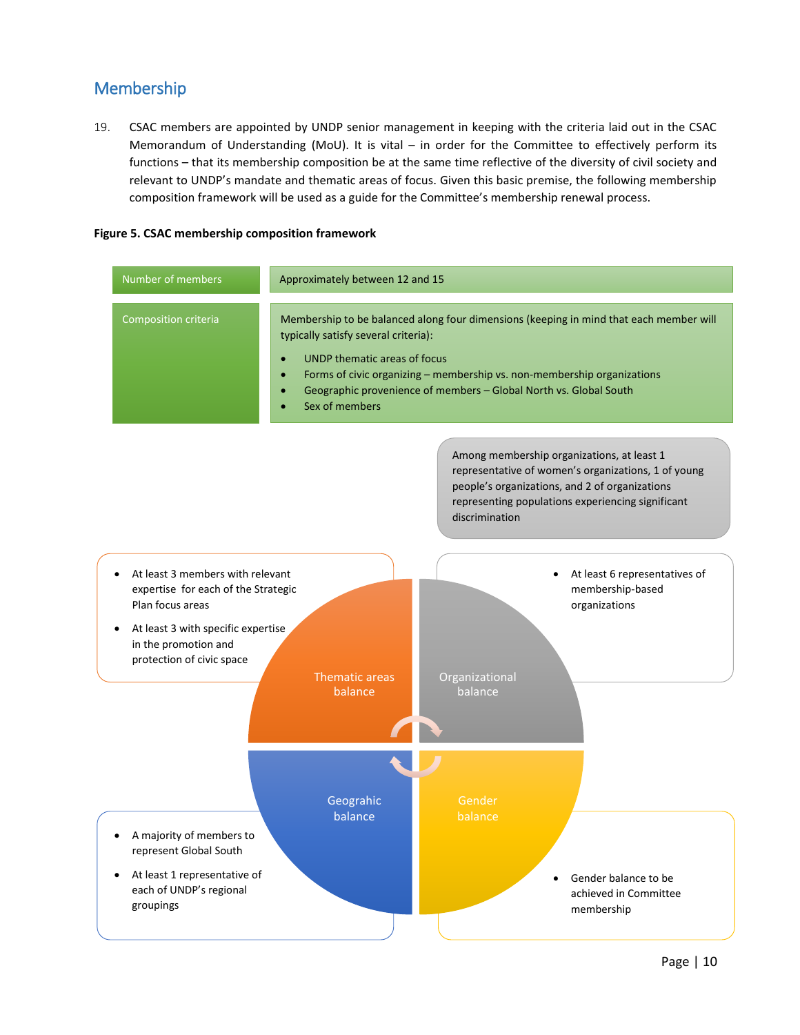## Membership

19. CSAC members are appointed by UNDP senior management in keeping with the criteria laid out in the CSAC Memorandum of Understanding (MoU). It is vital – in order for the Committee to effectively perform its functions – that its membership composition be at the same time reflective of the diversity of civil society and relevant to UNDP's mandate and thematic areas of focus. Given this basic premise, the following membership composition framework will be used as a guide for the Committee's membership renewal process.

**Figure 5. CSAC membership composition framework**

| | |
|---|---|
| Number of members | Approximately between 12 and 15 |
| Composition criteria | Membership to be balanced along four dimensions (keeping in mind that each member will typically satisfy several criteria):<br>• UNDP thematic areas of focus<br>• Forms of civic organizing – membership vs. non-membership organizations<br>• Geographic provenience of members – Global North vs. Global South<br>• Sex of members |

**Thematic areas balance**

- At least 3 members with relevant expertise for each of the Strategic Plan focus areas
- At least 3 with specific expertise in the promotion and protection of civic space

**Organizational balance**

- At least 6 representatives of membership-based organizations

Among membership organizations, at least 1 representative of women's organizations, 1 of young people's organizations, and 2 of organizations representing populations experiencing significant discrimination

**Geograhic balance**

- A majority of members to represent Global South
- At least 1 representative of each of UNDP's regional groupings

**Gender balance**

- Gender balance to be achieved in Committee membership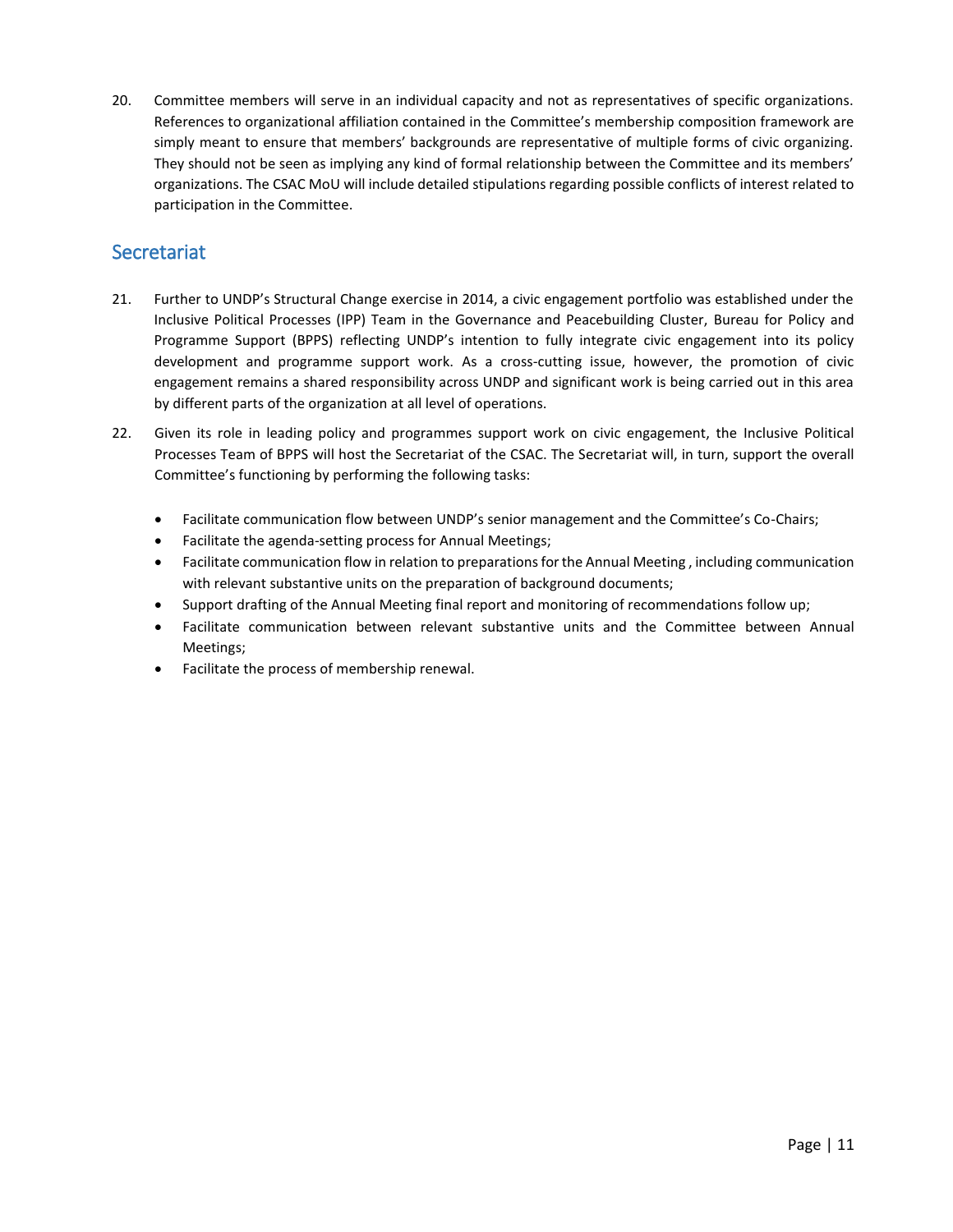20. Committee members will serve in an individual capacity and not as representatives of specific organizations. References to organizational affiliation contained in the Committee's membership composition framework are simply meant to ensure that members' backgrounds are representative of multiple forms of civic organizing. They should not be seen as implying any kind of formal relationship between the Committee and its members' organizations. The CSAC MoU will include detailed stipulations regarding possible conflicts of interest related to participation in the Committee.

## Secretariat

21. Further to UNDP's Structural Change exercise in 2014, a civic engagement portfolio was established under the Inclusive Political Processes (IPP) Team in the Governance and Peacebuilding Cluster, Bureau for Policy and Programme Support (BPPS) reflecting UNDP's intention to fully integrate civic engagement into its policy development and programme support work. As a cross-cutting issue, however, the promotion of civic engagement remains a shared responsibility across UNDP and significant work is being carried out in this area by different parts of the organization at all level of operations.

22. Given its role in leading policy and programmes support work on civic engagement, the Inclusive Political Processes Team of BPPS will host the Secretariat of the CSAC. The Secretariat will, in turn, support the overall Committee's functioning by performing the following tasks:

    - Facilitate communication flow between UNDP's senior management and the Committee's Co-Chairs;
    - Facilitate the agenda-setting process for Annual Meetings;
    - Facilitate communication flow in relation to preparations for the Annual Meeting , including communication with relevant substantive units on the preparation of background documents;
    - Support drafting of the Annual Meeting final report and monitoring of recommendations follow up;
    - Facilitate communication between relevant substantive units and the Committee between Annual Meetings;
    - Facilitate the process of membership renewal.